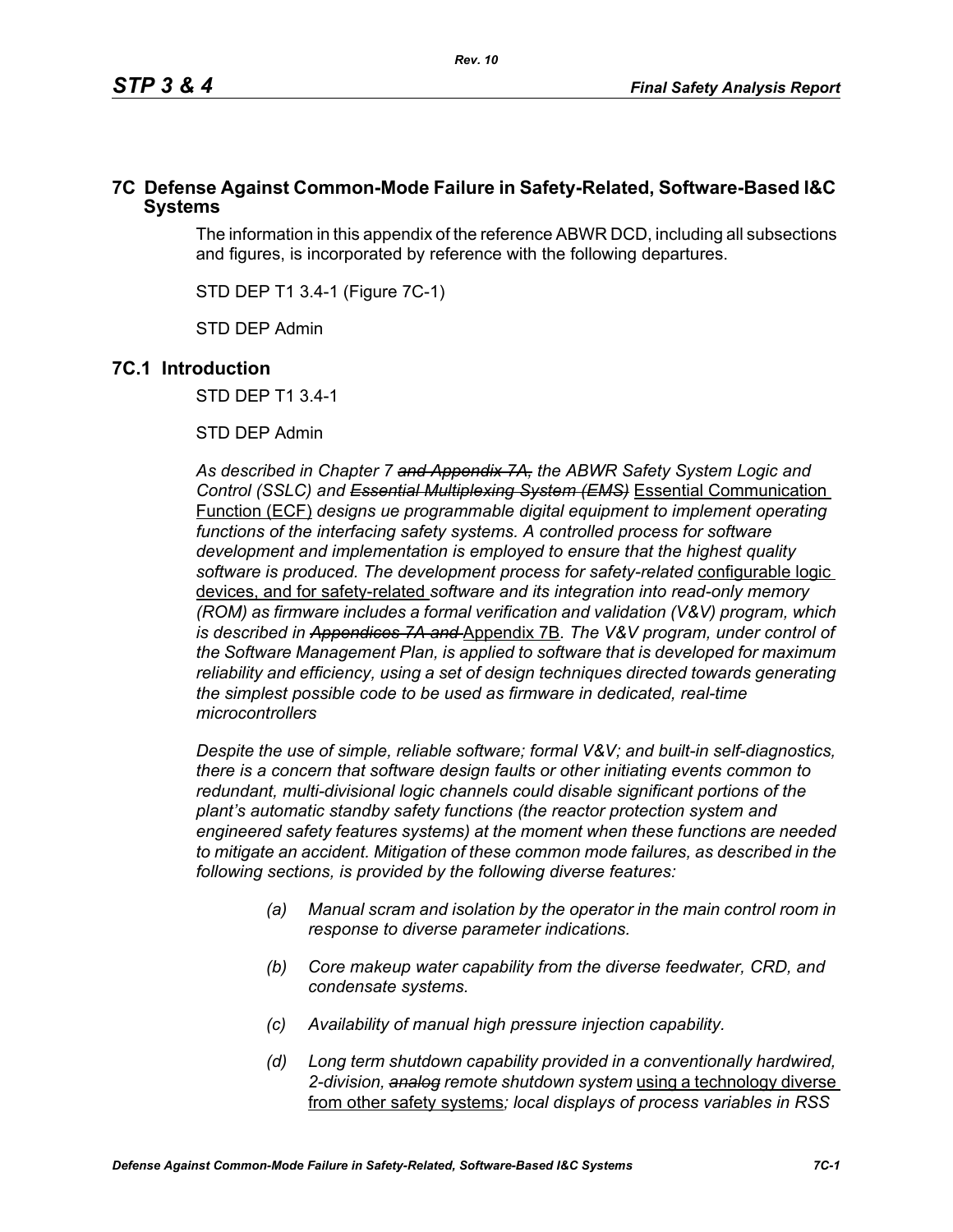## 7C Defense Against Common-Mode Failure in Safety-Related, Software-Based I&C Systems

The information in this appendix of the reference ABWR DCD, including all subsections and figures, is incorporated by reference with the following departures.

STD DEP T1 3.4-1 (Figure 7C-1)

STD DEP Admin

## 7C.1 Introduction

STD DEP T1 3.4-1

STD DEP Admin

*As described in Chapter 7 ~~and Appendix 7A,~~ the ABWR Safety System Logic and Control (SSLC) and ~~Essential Multiplexing System (EMS)~~* Essential Communication Function (ECF) *designs ue programmable digital equipment to implement operating functions of the interfacing safety systems. A controlled process for software development and implementation is employed to ensure that the highest quality software is produced. The development process for safety-related* configurable logic devices, and for safety-related *software and its integration into read-only memory (ROM) as firmware includes a formal verification and validation (V&V) program, which is described in ~~Appendices 7A and~~* Appendix 7B*. The V&V program, under control of the Software Management Plan, is applied to software that is developed for maximum reliability and efficiency, using a set of design techniques directed towards generating the simplest possible code to be used as firmware in dedicated, real-time microcontrollers*

*Despite the use of simple, reliable software; formal V&V; and built-in self-diagnostics, there is a concern that software design faults or other initiating events common to redundant, multi-divisional logic channels could disable significant portions of the plant's automatic standby safety functions (the reactor protection system and engineered safety features systems) at the moment when these functions are needed to mitigate an accident. Mitigation of these common mode failures, as described in the following sections, is provided by the following diverse features:*

- *(a) Manual scram and isolation by the operator in the main control room in response to diverse parameter indications.*
- *(b) Core makeup water capability from the diverse feedwater, CRD, and condensate systems.*
- *(c) Availability of manual high pressure injection capability.*
- *(d) Long term shutdown capability provided in a conventionally hardwired, 2-division, ~~analog~~ remote shutdown system* using a technology diverse from other safety systems*; local displays of process variables in RSS*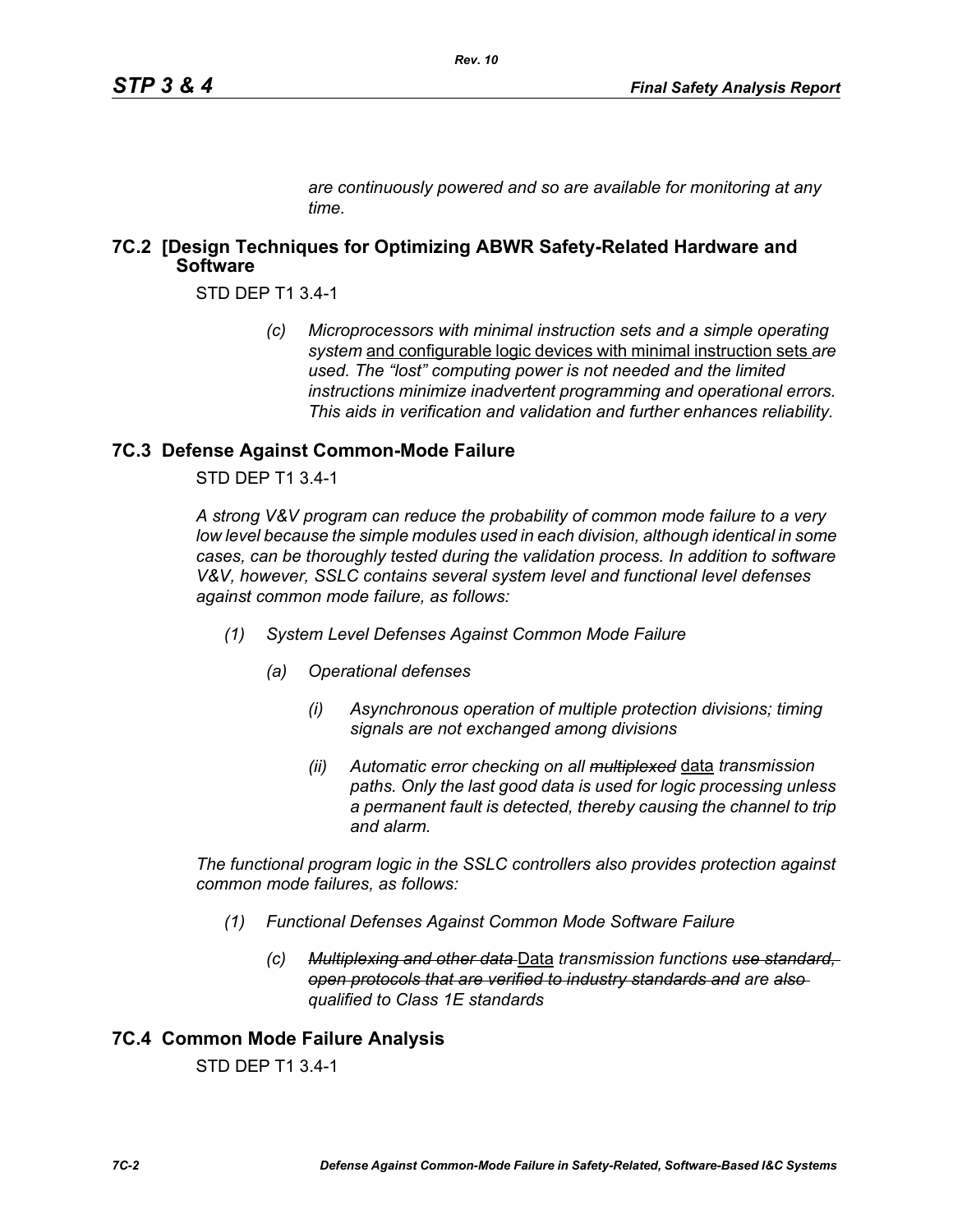*are continuously powered and so are available for monitoring at any time.*

## 7C.2 [Design Techniques for Optimizing ABWR Safety-Related Hardware and Software

STD DEP T1 3.4-1

> *(c) Microprocessors with minimal instruction sets and a simple operating system* <u>and configurable logic devices with minimal instruction sets</u> *are used. The "lost" computing power is not needed and the limited instructions minimize inadvertent programming and operational errors. This aids in verification and validation and further enhances reliability.*

## 7C.3 Defense Against Common-Mode Failure

STD DEP T1 3.4-1

*A strong V&V program can reduce the probability of common mode failure to a very low level because the simple modules used in each division, although identical in some cases, can be thoroughly tested during the validation process. In addition to software V&V, however, SSLC contains several system level and functional level defenses against common mode failure, as follows:*

- *(1) System Level Defenses Against Common Mode Failure*
  - *(a) Operational defenses*
    - *(i) Asynchronous operation of multiple protection divisions; timing signals are not exchanged among divisions*
    - *(ii) Automatic error checking on all ~~multiplexed~~* <u>data</u> *transmission paths. Only the last good data is used for logic processing unless a permanent fault is detected, thereby causing the channel to trip and alarm.*

*The functional program logic in the SSLC controllers also provides protection against common mode failures, as follows:*

- *(1) Functional Defenses Against Common Mode Software Failure*
  - *(c) ~~Multiplexing and other data~~* <u>Data</u> *transmission functions ~~use standard, open protocols that are verified to industry standards and~~ are ~~also~~ qualified to Class 1E standards*

## 7C.4 Common Mode Failure Analysis

STD DEP T1 3.4-1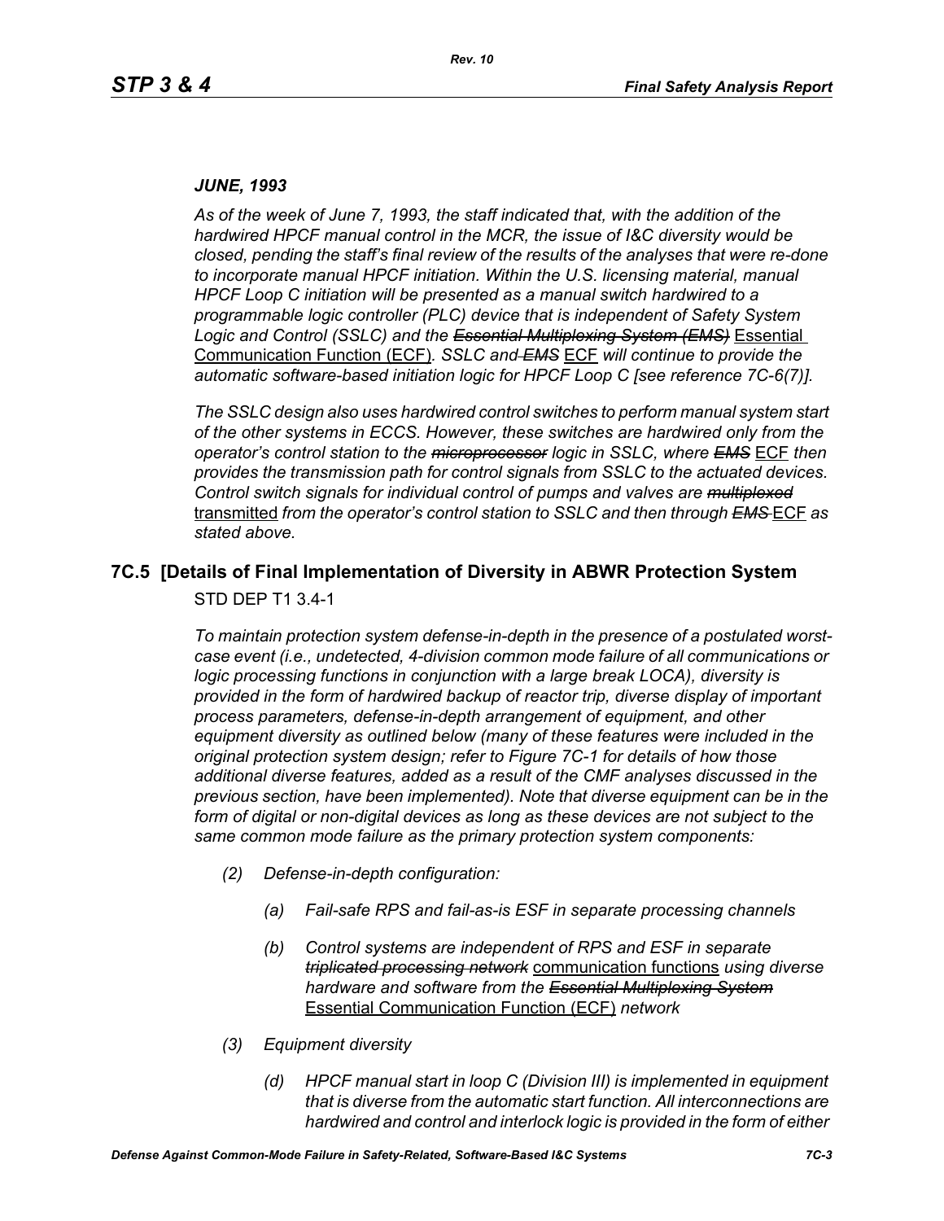*JUNE, 1993*

*As of the week of June 7, 1993, the staff indicated that, with the addition of the hardwired HPCF manual control in the MCR, the issue of I&C diversity would be closed, pending the staff's final review of the results of the analyses that were re-done to incorporate manual HPCF initiation. Within the U.S. licensing material, manual HPCF Loop C initiation will be presented as a manual switch hardwired to a programmable logic controller (PLC) device that is independent of Safety System Logic and Control (SSLC) and the ~~Essential Multiplexing System (EMS)~~* Essential Communication Function (ECF). *SSLC and ~~EMS~~* ECF *will continue to provide the automatic software-based initiation logic for HPCF Loop C [see reference 7C-6(7)].*

*The SSLC design also uses hardwired control switches to perform manual system start of the other systems in ECCS. However, these switches are hardwired only from the operator's control station to the ~~microprocessor~~ logic in SSLC, where ~~EMS~~* ECF *then provides the transmission path for control signals from SSLC to the actuated devices. Control switch signals for individual control of pumps and valves are ~~multiplexed~~* transmitted *from the operator's control station to SSLC and then through ~~EMS~~* ECF *as stated above.*

## 7C.5 [Details of Final Implementation of Diversity in ABWR Protection System

STD DEP T1 3.4-1

*To maintain protection system defense-in-depth in the presence of a postulated worst-case event (i.e., undetected, 4-division common mode failure of all communications or logic processing functions in conjunction with a large break LOCA), diversity is provided in the form of hardwired backup of reactor trip, diverse display of important process parameters, defense-in-depth arrangement of equipment, and other equipment diversity as outlined below (many of these features were included in the original protection system design; refer to Figure 7C-1 for details of how those additional diverse features, added as a result of the CMF analyses discussed in the previous section, have been implemented). Note that diverse equipment can be in the form of digital or non-digital devices as long as these devices are not subject to the same common mode failure as the primary protection system components:*

*(2) Defense-in-depth configuration:*

*(a) Fail-safe RPS and fail-as-is ESF in separate processing channels*

*(b) Control systems are independent of RPS and ESF in separate ~~triplicated processing network~~* communication functions *using diverse hardware and software from the ~~Essential Multiplexing System~~* Essential Communication Function (ECF) *network*

*(3) Equipment diversity*

*(d) HPCF manual start in loop C (Division III) is implemented in equipment that is diverse from the automatic start function. All interconnections are hardwired and control and interlock logic is provided in the form of either*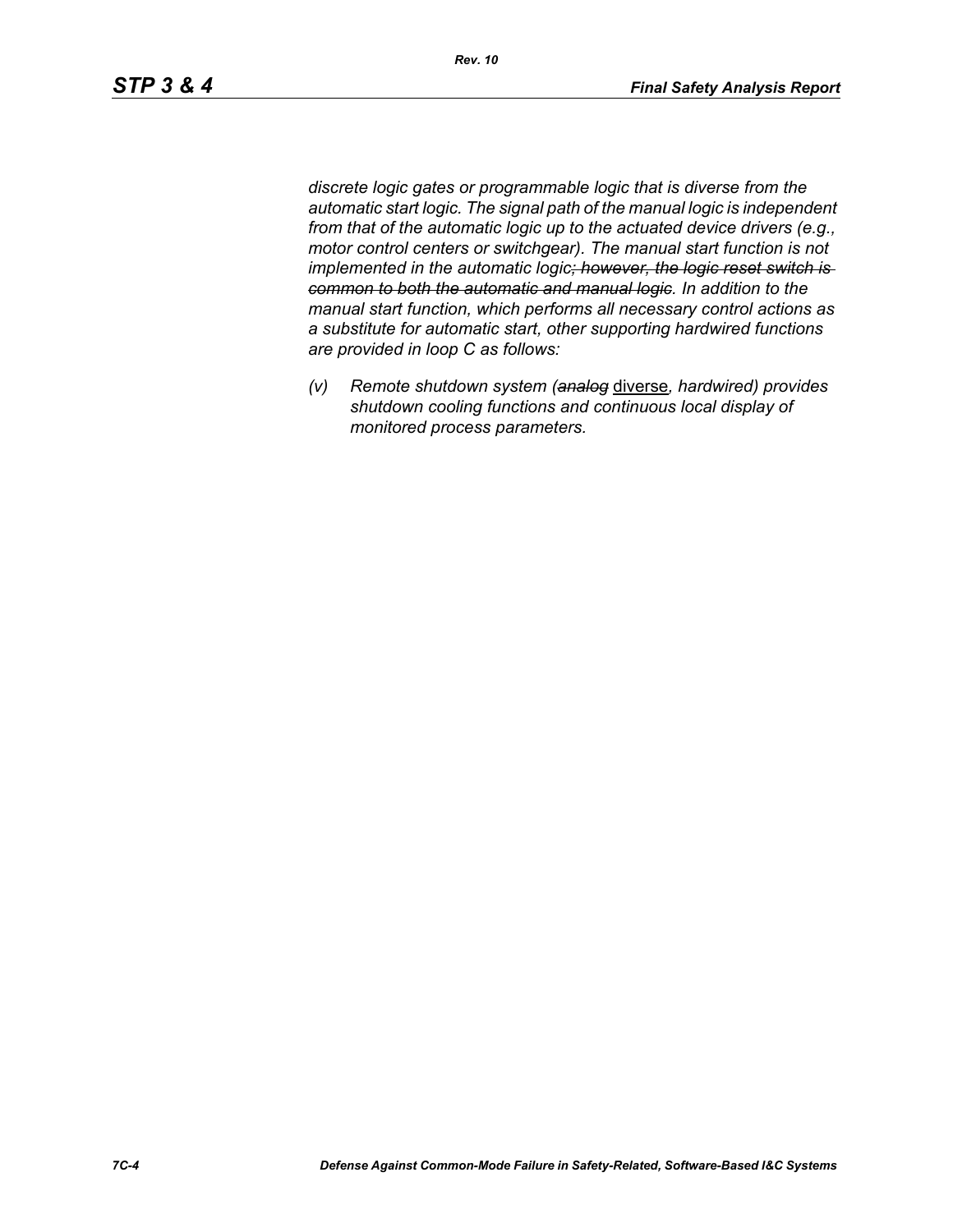*discrete logic gates or programmable logic that is diverse from the automatic start logic. The signal path of the manual logic is independent from that of the automatic logic up to the actuated device drivers (e.g., motor control centers or switchgear). The manual start function is not implemented in the automatic logic~~; however, the logic reset switch is common to both the automatic and manual logic~~. In addition to the manual start function, which performs all necessary control actions as a substitute for automatic start, other supporting hardwired functions are provided in loop C as follows:*

*(v) Remote shutdown system (~~analog~~* <u>diverse</u>*, hardwired) provides shutdown cooling functions and continuous local display of monitored process parameters.*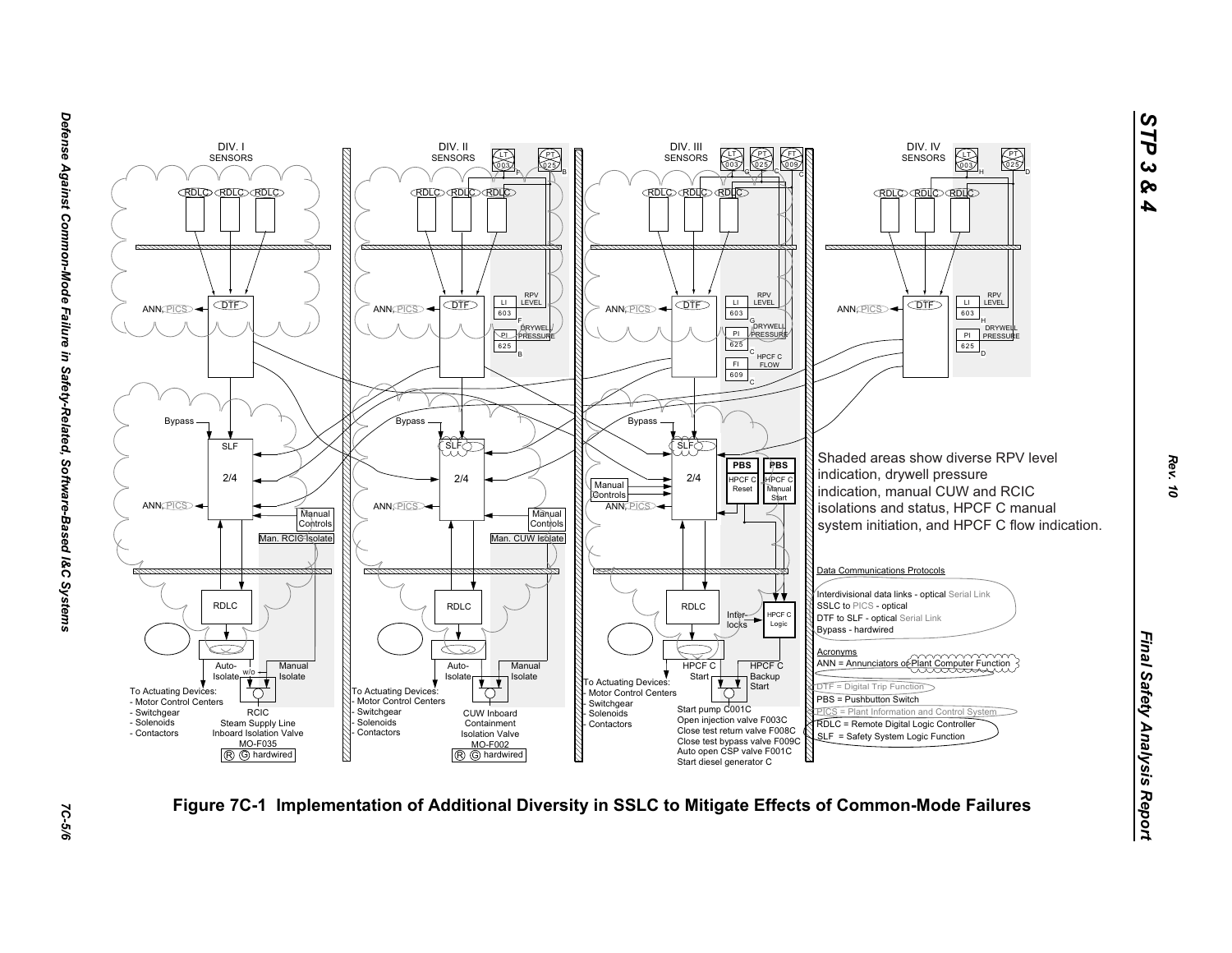DIV. I
SENSORS

RDLC RDLC RDLC

ANN, PICS DTF

Bypass

SLF

2/4

ANN, PICS

Manual
Controls

Man. RCIC Isolate

RDLC

Auto-
Isolate

w/o

Manual
Isolate

To Actuating Devices:
- Motor Control Centers
- Switchgear
- Solenoids
- Contactors

RCIC
Steam Supply Line
Inboard Isolation Valve
MO-F035
R G hardwired

DIV. II
SENSORS

LT 003 F
PT 025 B

RDLC RDLC RDLC

ANN, PICS DTF

LI 603 F
RPV LEVEL

PI 625 B
DRYWELL PRESSURE

Bypass

SLF

2/4

ANN, PICS

Manual
Controls

Man. CUW Isolate

RDLC

Auto-
Isolate

Manual
Isolate

To Actuating Devices:
- Motor Control Centers
- Switchgear
- Solenoids
- Contactors

CUW Inboard
Containment
Isolation Valve
MO-F002
R G hardwired

DIV. III
SENSORS

LT 003 G
PT 025 C
FT 009 C

RDLC RDLC RDLC

ANN, PICS DTF

LI 603 G
RPV LEVEL

PI 625 C
DRYWELL PRESSURE

FI 609 C
HPCF C FLOW

Bypass

SLF

2/4

Manual
Controls

ANN, PICS

PBS
HPCF C Reset

PBS
HPCF C Manual Start

RDLC

Inter-
locks

HPCF C Logic

HPCF C
Start

HPCF C
Backup
Start

To Actuating Devices:
- Motor Control Centers
- Switchgear
- Solenoids
- Contactors

Start pump C001C
Open injection valve F003C
Close test return valve F008C
Close test bypass valve F009C
Auto open CSP valve F001C
Start diesel generator C

DIV. IV
SENSORS

LT 003 H
PT 025 D

RDLC RDLC RDLC

ANN, PICS DTF

LI 603 H
RPV LEVEL

PI 625 D
DRYWELL PRESSURE

Shaded areas show diverse RPV level indication, drywell pressure indication, manual CUW and RCIC isolations and status, HPCF C manual system initiation, and HPCF C flow indication.

Data Communications Protocols

Interdivisional data links - optical Serial Link
SSLC to PICS - optical
DTF to SLF - optical Serial Link
Bypass - hardwired

Acronyms

ANN = Annunciators or Plant Computer Function
DTF = Digital Trip Function
PBS = Pushbutton Switch
PICS = Plant Information and Control System
RDLC = Remote Digital Logic Controller
SLF = Safety System Logic Function

**Figure 7C-1 Implementation of Additional Diversity in SSLC to Mitigate Effects of Common-Mode Failures**